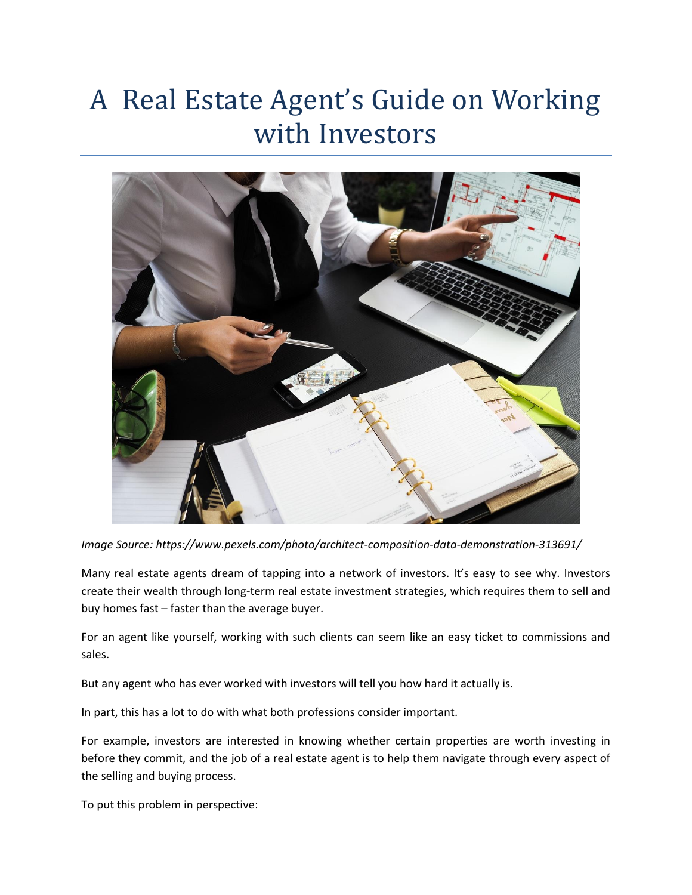# A Real Estate Agent's Guide on Working with Investors

*Image Source: https://www.pexels.com/photo/architect-composition-data-demonstration-313691/*

Many real estate agents dream of tapping into a network of investors. It's easy to see why. Investors create their wealth through long-term real estate investment strategies, which requires them to sell and buy homes fast – faster than the average buyer.

For an agent like yourself, working with such clients can seem like an easy ticket to commissions and sales.

But any agent who has ever worked with investors will tell you how hard it actually is.

In part, this has a lot to do with what both professions consider important.

For example, investors are interested in knowing whether certain properties are worth investing in before they commit, and the job of a real estate agent is to help them navigate through every aspect of the selling and buying process.

To put this problem in perspective: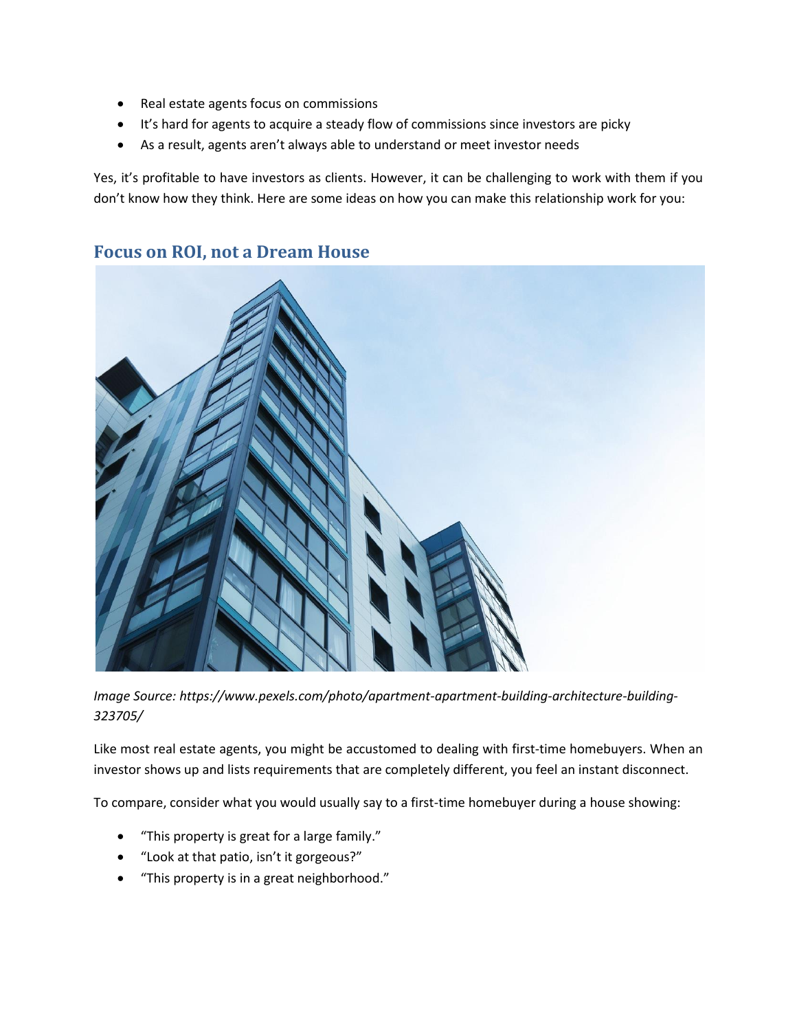- Real estate agents focus on commissions
- It's hard for agents to acquire a steady flow of commissions since investors are picky
- As a result, agents aren't always able to understand or meet investor needs

Yes, it's profitable to have investors as clients. However, it can be challenging to work with them if you don't know how they think. Here are some ideas on how you can make this relationship work for you:

## Focus on ROI, not a Dream House

*Image Source: https://www.pexels.com/photo/apartment-apartment-building-architecture-building-323705/*

Like most real estate agents, you might be accustomed to dealing with first-time homebuyers. When an investor shows up and lists requirements that are completely different, you feel an instant disconnect.

To compare, consider what you would usually say to a first-time homebuyer during a house showing:

- "This property is great for a large family."
- "Look at that patio, isn't it gorgeous?"
- "This property is in a great neighborhood."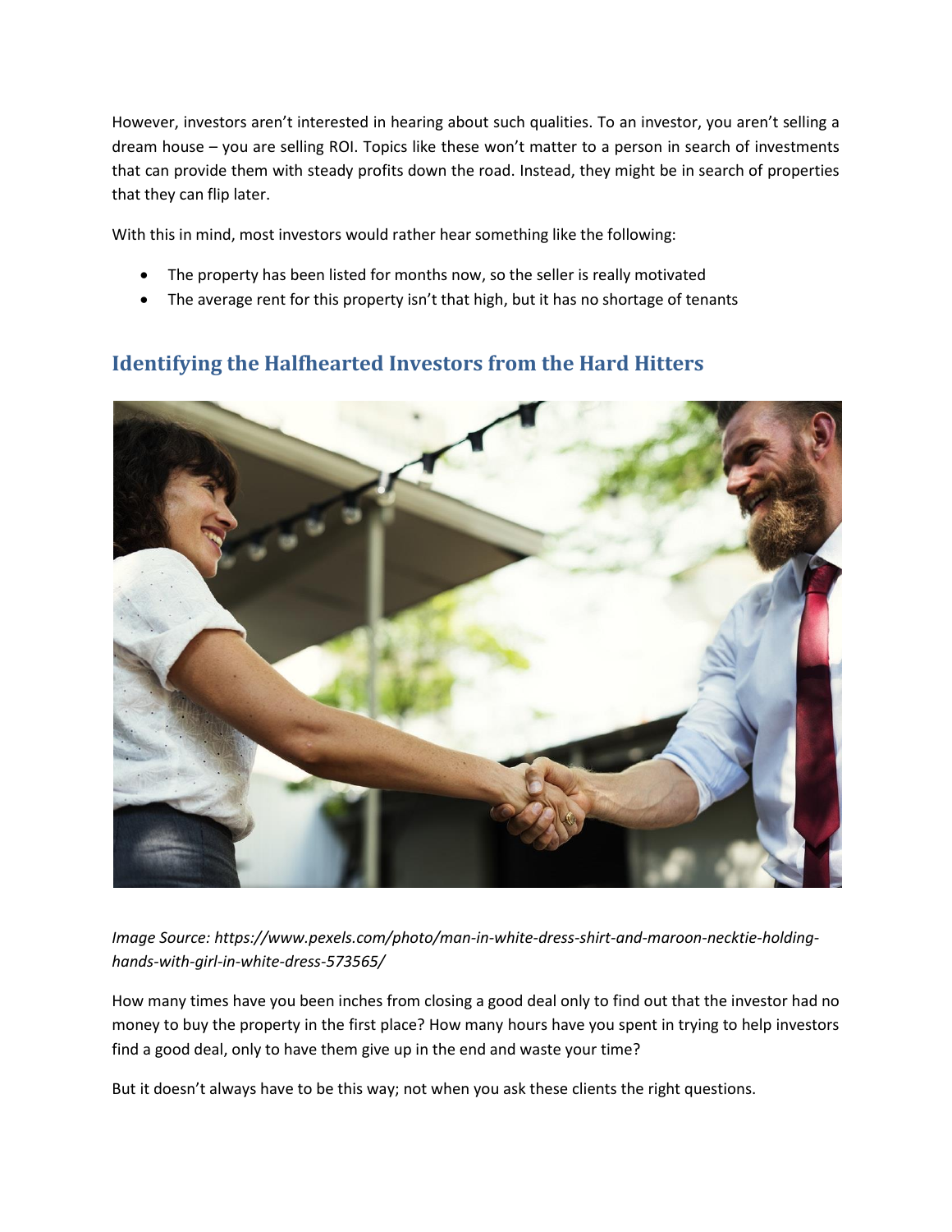However, investors aren't interested in hearing about such qualities. To an investor, you aren't selling a dream house – you are selling ROI. Topics like these won't matter to a person in search of investments that can provide them with steady profits down the road. Instead, they might be in search of properties that they can flip later.

With this in mind, most investors would rather hear something like the following:

- The property has been listed for months now, so the seller is really motivated
- The average rent for this property isn't that high, but it has no shortage of tenants

## Identifying the Halfhearted Investors from the Hard Hitters

*Image Source: https://www.pexels.com/photo/man-in-white-dress-shirt-and-maroon-necktie-holding-hands-with-girl-in-white-dress-573565/*

How many times have you been inches from closing a good deal only to find out that the investor had no money to buy the property in the first place? How many hours have you spent in trying to help investors find a good deal, only to have them give up in the end and waste your time?

But it doesn't always have to be this way; not when you ask these clients the right questions.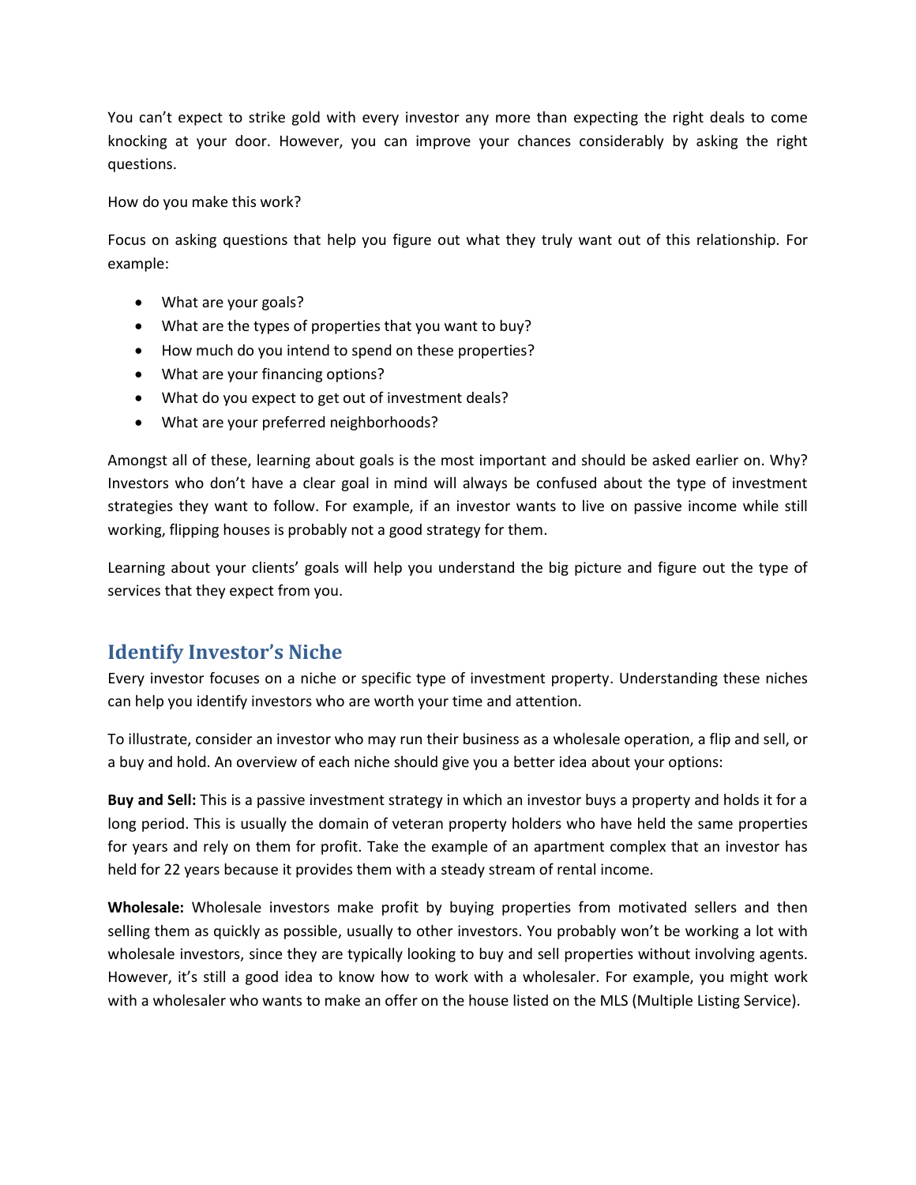You can't expect to strike gold with every investor any more than expecting the right deals to come knocking at your door. However, you can improve your chances considerably by asking the right questions.

How do you make this work?

Focus on asking questions that help you figure out what they truly want out of this relationship. For example:

- What are your goals?
- What are the types of properties that you want to buy?
- How much do you intend to spend on these properties?
- What are your financing options?
- What do you expect to get out of investment deals?
- What are your preferred neighborhoods?

Amongst all of these, learning about goals is the most important and should be asked earlier on. Why? Investors who don't have a clear goal in mind will always be confused about the type of investment strategies they want to follow. For example, if an investor wants to live on passive income while still working, flipping houses is probably not a good strategy for them.

Learning about your clients' goals will help you understand the big picture and figure out the type of services that they expect from you.

## Identify Investor's Niche

Every investor focuses on a niche or specific type of investment property. Understanding these niches can help you identify investors who are worth your time and attention.

To illustrate, consider an investor who may run their business as a wholesale operation, a flip and sell, or a buy and hold. An overview of each niche should give you a better idea about your options:

**Buy and Sell:** This is a passive investment strategy in which an investor buys a property and holds it for a long period. This is usually the domain of veteran property holders who have held the same properties for years and rely on them for profit. Take the example of an apartment complex that an investor has held for 22 years because it provides them with a steady stream of rental income.

**Wholesale:** Wholesale investors make profit by buying properties from motivated sellers and then selling them as quickly as possible, usually to other investors. You probably won't be working a lot with wholesale investors, since they are typically looking to buy and sell properties without involving agents. However, it's still a good idea to know how to work with a wholesaler. For example, you might work with a wholesaler who wants to make an offer on the house listed on the MLS (Multiple Listing Service).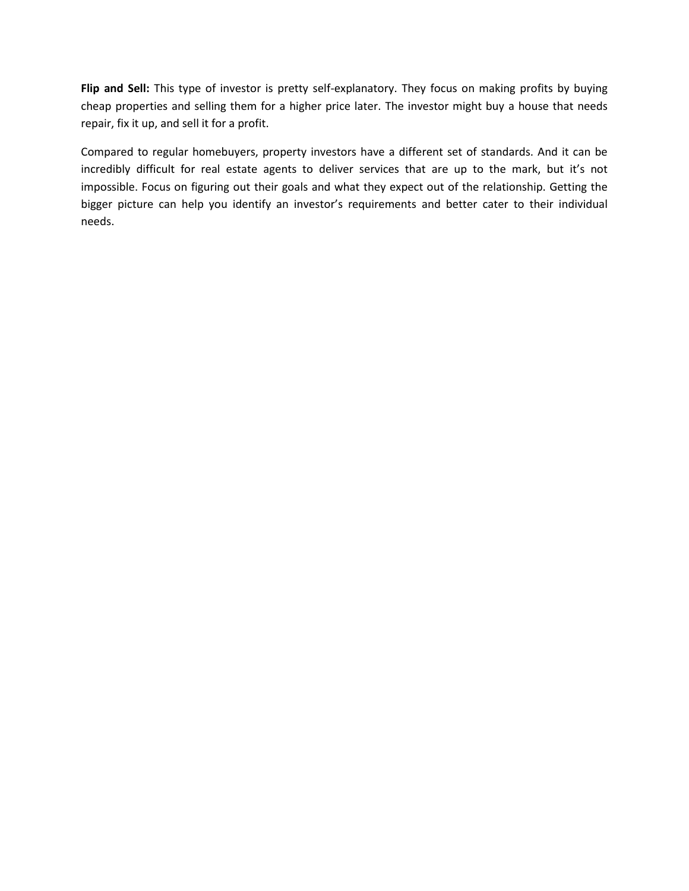**Flip and Sell:** This type of investor is pretty self-explanatory. They focus on making profits by buying cheap properties and selling them for a higher price later. The investor might buy a house that needs repair, fix it up, and sell it for a profit.

Compared to regular homebuyers, property investors have a different set of standards. And it can be incredibly difficult for real estate agents to deliver services that are up to the mark, but it's not impossible. Focus on figuring out their goals and what they expect out of the relationship. Getting the bigger picture can help you identify an investor's requirements and better cater to their individual needs.